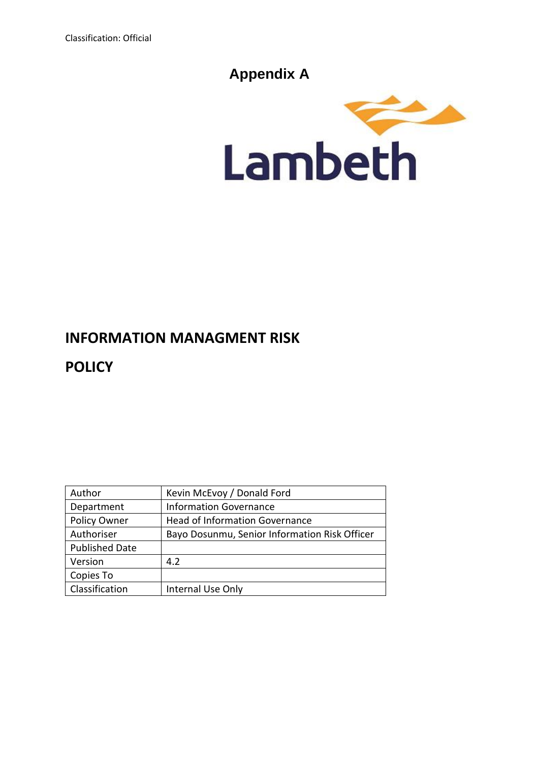Classification: Official

**Appendix A**

Lambeth

# INFORMATION MANAGMENT RISK

# POLICY

| Author | Kevin McEvoy / Donald Ford |
|---|---|
| Department | Information Governance |
| Policy Owner | Head of Information Governance |
| Authoriser | Bayo Dosunmu, Senior Information Risk Officer |
| Published Date | |
| Version | 4.2 |
| Copies To | |
| Classification | Internal Use Only |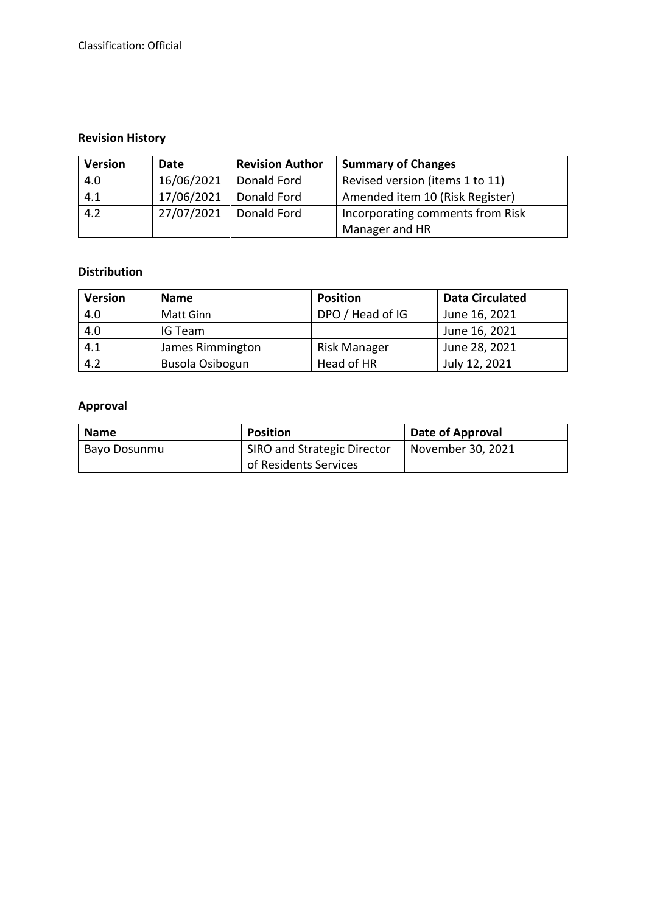Classification: Official

**Revision History**

| Version | Date | Revision Author | Summary of Changes |
|---|---|---|---|
| 4.0 | 16/06/2021 | Donald Ford | Revised version (items 1 to 11) |
| 4.1 | 17/06/2021 | Donald Ford | Amended item 10 (Risk Register) |
| 4.2 | 27/07/2021 | Donald Ford | Incorporating comments from Risk Manager and HR |

**Distribution**

| Version | Name | Position | Data Circulated |
|---|---|---|---|
| 4.0 | Matt Ginn | DPO / Head of IG | June 16, 2021 |
| 4.0 | IG Team | | June 16, 2021 |
| 4.1 | James Rimmington | Risk Manager | June 28, 2021 |
| 4.2 | Busola Osibogun | Head of HR | July 12, 2021 |

**Approval**

| Name | Position | Date of Approval |
|---|---|---|
| Bayo Dosunmu | SIRO and Strategic Director of Residents Services | November 30, 2021 |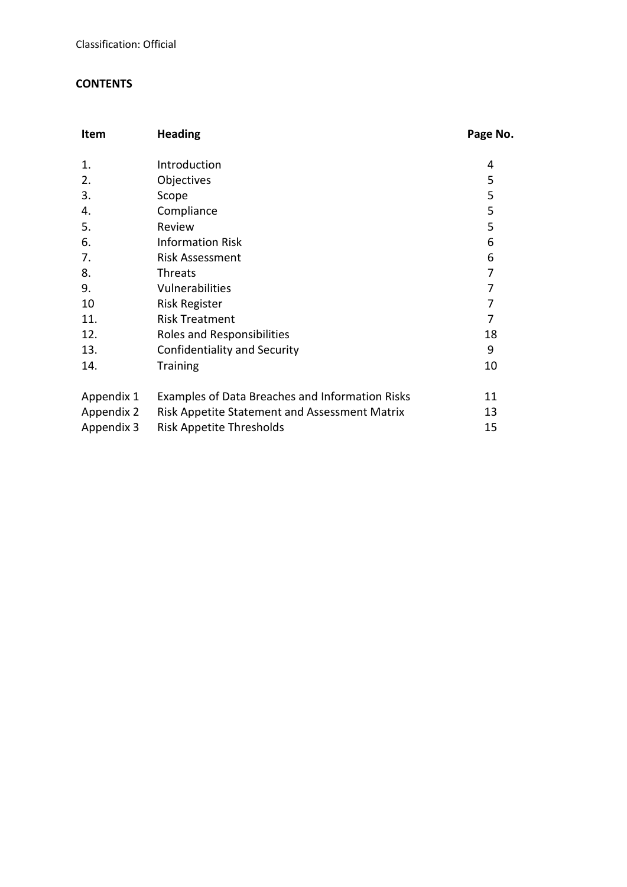Classification: Official

**CONTENTS**

| Item | Heading | Page No. |
|---|---|---|
| 1. | Introduction | 4 |
| 2. | Objectives | 5 |
| 3. | Scope | 5 |
| 4. | Compliance | 5 |
| 5. | Review | 5 |
| 6. | Information Risk | 6 |
| 7. | Risk Assessment | 6 |
| 8. | Threats | 7 |
| 9. | Vulnerabilities | 7 |
| 10 | Risk Register | 7 |
| 11. | Risk Treatment | 7 |
| 12. | Roles and Responsibilities | 18 |
| 13. | Confidentiality and Security | 9 |
| 14. | Training | 10 |
| Appendix 1 | Examples of Data Breaches and Information Risks | 11 |
| Appendix 2 | Risk Appetite Statement and Assessment Matrix | 13 |
| Appendix 3 | Risk Appetite Thresholds | 15 |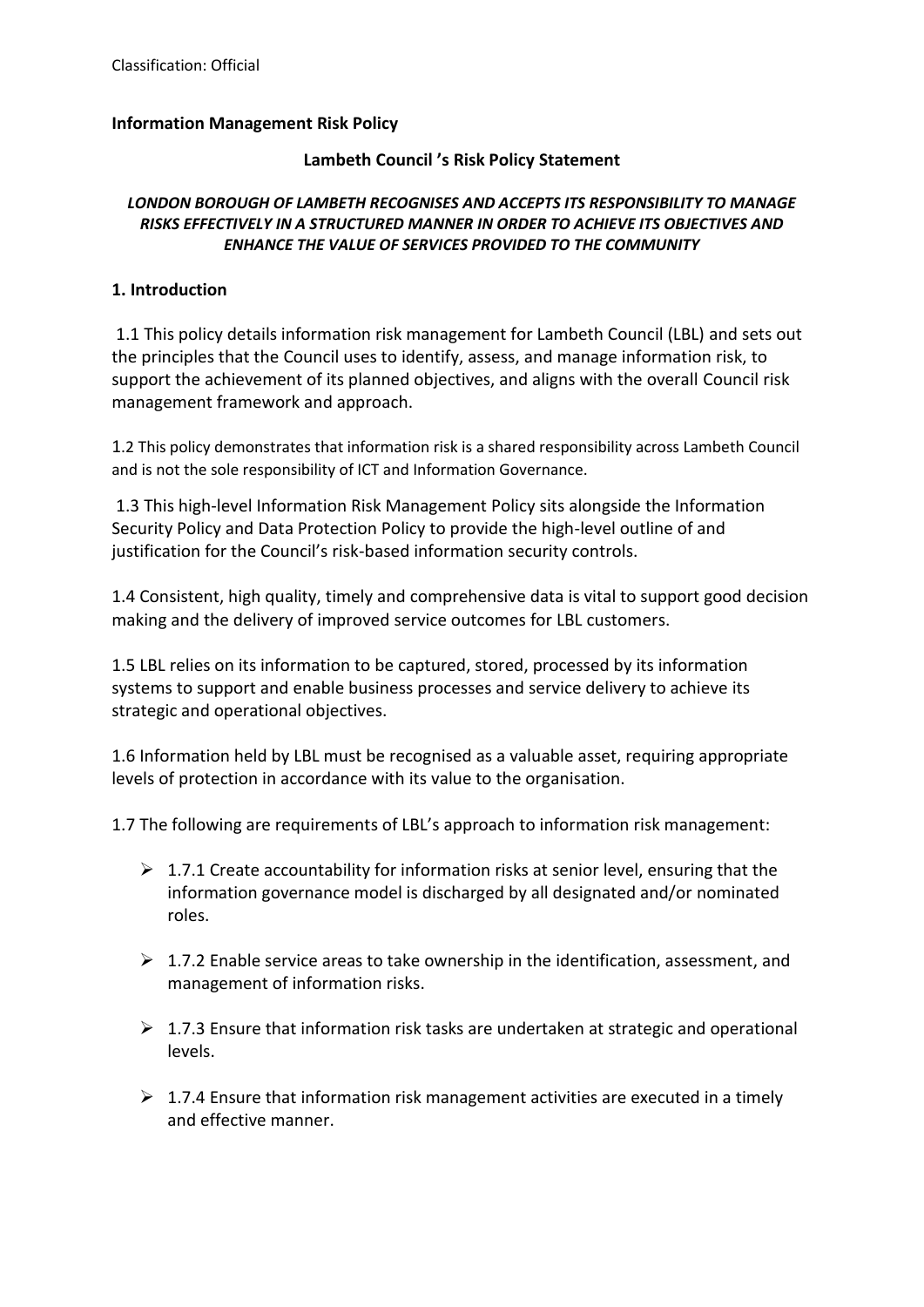Classification: Official

**Information Management Risk Policy**

**Lambeth Council 's Risk Policy Statement**

***LONDON BOROUGH OF LAMBETH RECOGNISES AND ACCEPTS ITS RESPONSIBILITY TO MANAGE RISKS EFFECTIVELY IN A STRUCTURED MANNER IN ORDER TO ACHIEVE ITS OBJECTIVES AND ENHANCE THE VALUE OF SERVICES PROVIDED TO THE COMMUNITY***

## 1. Introduction

1.1 This policy details information risk management for Lambeth Council (LBL) and sets out the principles that the Council uses to identify, assess, and manage information risk, to support the achievement of its planned objectives, and aligns with the overall Council risk management framework and approach.

1.2 This policy demonstrates that information risk is a shared responsibility across Lambeth Council and is not the sole responsibility of ICT and Information Governance.

1.3 This high-level Information Risk Management Policy sits alongside the Information Security Policy and Data Protection Policy to provide the high-level outline of and justification for the Council's risk-based information security controls.

1.4 Consistent, high quality, timely and comprehensive data is vital to support good decision making and the delivery of improved service outcomes for LBL customers.

1.5 LBL relies on its information to be captured, stored, processed by its information systems to support and enable business processes and service delivery to achieve its strategic and operational objectives.

1.6 Information held by LBL must be recognised as a valuable asset, requiring appropriate levels of protection in accordance with its value to the organisation.

1.7 The following are requirements of LBL's approach to information risk management:

- 1.7.1 Create accountability for information risks at senior level, ensuring that the information governance model is discharged by all designated and/or nominated roles.
- 1.7.2 Enable service areas to take ownership in the identification, assessment, and management of information risks.
- 1.7.3 Ensure that information risk tasks are undertaken at strategic and operational levels.
- 1.7.4 Ensure that information risk management activities are executed in a timely and effective manner.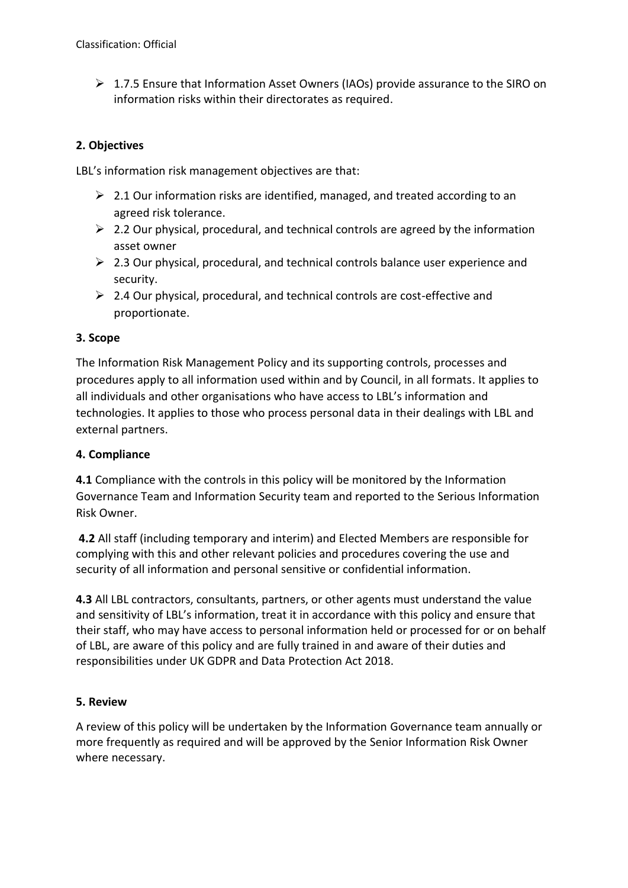- 1.7.5 Ensure that Information Asset Owners (IAOs) provide assurance to the SIRO on information risks within their directorates as required.

**2. Objectives**

LBL's information risk management objectives are that:

- 2.1 Our information risks are identified, managed, and treated according to an agreed risk tolerance.
- 2.2 Our physical, procedural, and technical controls are agreed by the information asset owner
- 2.3 Our physical, procedural, and technical controls balance user experience and security.
- 2.4 Our physical, procedural, and technical controls are cost-effective and proportionate.

**3. Scope**

The Information Risk Management Policy and its supporting controls, processes and procedures apply to all information used within and by Council, in all formats. It applies to all individuals and other organisations who have access to LBL's information and technologies. It applies to those who process personal data in their dealings with LBL and external partners.

**4. Compliance**

**4.1** Compliance with the controls in this policy will be monitored by the Information Governance Team and Information Security team and reported to the Serious Information Risk Owner.

**4.2** All staff (including temporary and interim) and Elected Members are responsible for complying with this and other relevant policies and procedures covering the use and security of all information and personal sensitive or confidential information.

**4.3** All LBL contractors, consultants, partners, or other agents must understand the value and sensitivity of LBL's information, treat it in accordance with this policy and ensure that their staff, who may have access to personal information held or processed for or on behalf of LBL, are aware of this policy and are fully trained in and aware of their duties and responsibilities under UK GDPR and Data Protection Act 2018.

**5. Review**

A review of this policy will be undertaken by the Information Governance team annually or more frequently as required and will be approved by the Senior Information Risk Owner where necessary.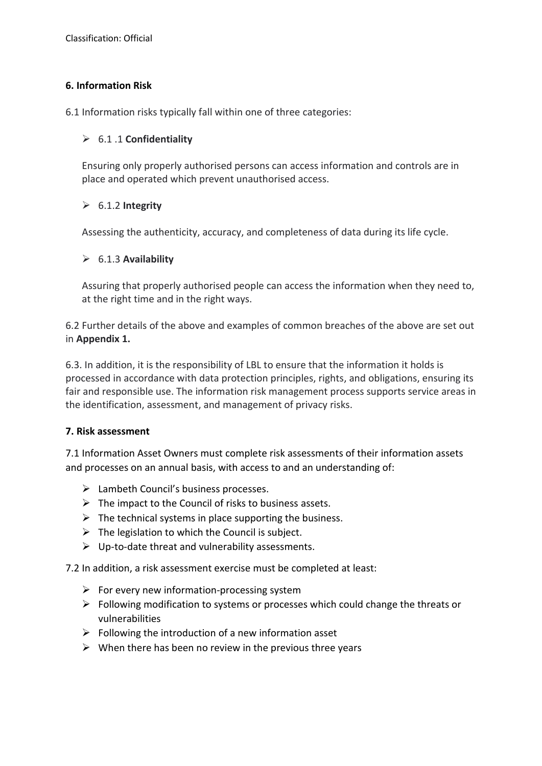### 6. Information Risk

6.1 Information risks typically fall within one of three categories:

- 6.1 .1 **Confidentiality**

  Ensuring only properly authorised persons can access information and controls are in place and operated which prevent unauthorised access.

- 6.1.2 **Integrity**

  Assessing the authenticity, accuracy, and completeness of data during its life cycle.

- 6.1.3 **Availability**

  Assuring that properly authorised people can access the information when they need to, at the right time and in the right ways.

6.2 Further details of the above and examples of common breaches of the above are set out in **Appendix 1.**

6.3. In addition, it is the responsibility of LBL to ensure that the information it holds is processed in accordance with data protection principles, rights, and obligations, ensuring its fair and responsible use. The information risk management process supports service areas in the identification, assessment, and management of privacy risks.

### 7. Risk assessment

7.1 Information Asset Owners must complete risk assessments of their information assets and processes on an annual basis, with access to and an understanding of:

- Lambeth Council's business processes.
- The impact to the Council of risks to business assets.
- The technical systems in place supporting the business.
- The legislation to which the Council is subject.
- Up-to-date threat and vulnerability assessments.

7.2 In addition, a risk assessment exercise must be completed at least:

- For every new information-processing system
- Following modification to systems or processes which could change the threats or vulnerabilities
- Following the introduction of a new information asset
- When there has been no review in the previous three years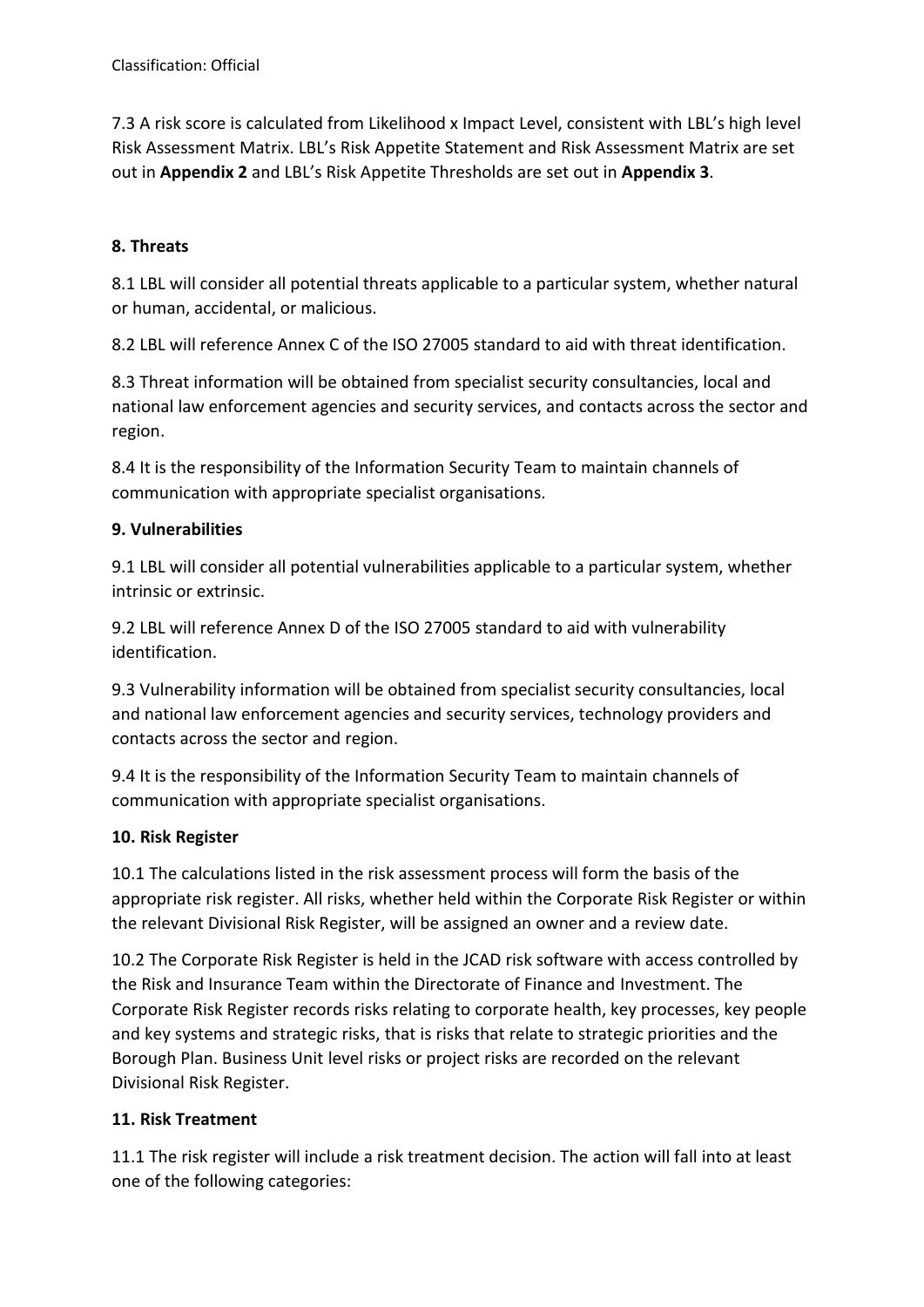7.3 A risk score is calculated from Likelihood x Impact Level, consistent with LBL's high level Risk Assessment Matrix. LBL's Risk Appetite Statement and Risk Assessment Matrix are set out in **Appendix 2** and LBL's Risk Appetite Thresholds are set out in **Appendix 3**.

## 8. Threats

8.1 LBL will consider all potential threats applicable to a particular system, whether natural or human, accidental, or malicious.

8.2 LBL will reference Annex C of the ISO 27005 standard to aid with threat identification.

8.3 Threat information will be obtained from specialist security consultancies, local and national law enforcement agencies and security services, and contacts across the sector and region.

8.4 It is the responsibility of the Information Security Team to maintain channels of communication with appropriate specialist organisations.

## 9. Vulnerabilities

9.1 LBL will consider all potential vulnerabilities applicable to a particular system, whether intrinsic or extrinsic.

9.2 LBL will reference Annex D of the ISO 27005 standard to aid with vulnerability identification.

9.3 Vulnerability information will be obtained from specialist security consultancies, local and national law enforcement agencies and security services, technology providers and contacts across the sector and region.

9.4 It is the responsibility of the Information Security Team to maintain channels of communication with appropriate specialist organisations.

## 10. Risk Register

10.1 The calculations listed in the risk assessment process will form the basis of the appropriate risk register. All risks, whether held within the Corporate Risk Register or within the relevant Divisional Risk Register, will be assigned an owner and a review date.

10.2 The Corporate Risk Register is held in the JCAD risk software with access controlled by the Risk and Insurance Team within the Directorate of Finance and Investment. The Corporate Risk Register records risks relating to corporate health, key processes, key people and key systems and strategic risks, that is risks that relate to strategic priorities and the Borough Plan. Business Unit level risks or project risks are recorded on the relevant Divisional Risk Register.

## 11. Risk Treatment

11.1 The risk register will include a risk treatment decision. The action will fall into at least one of the following categories: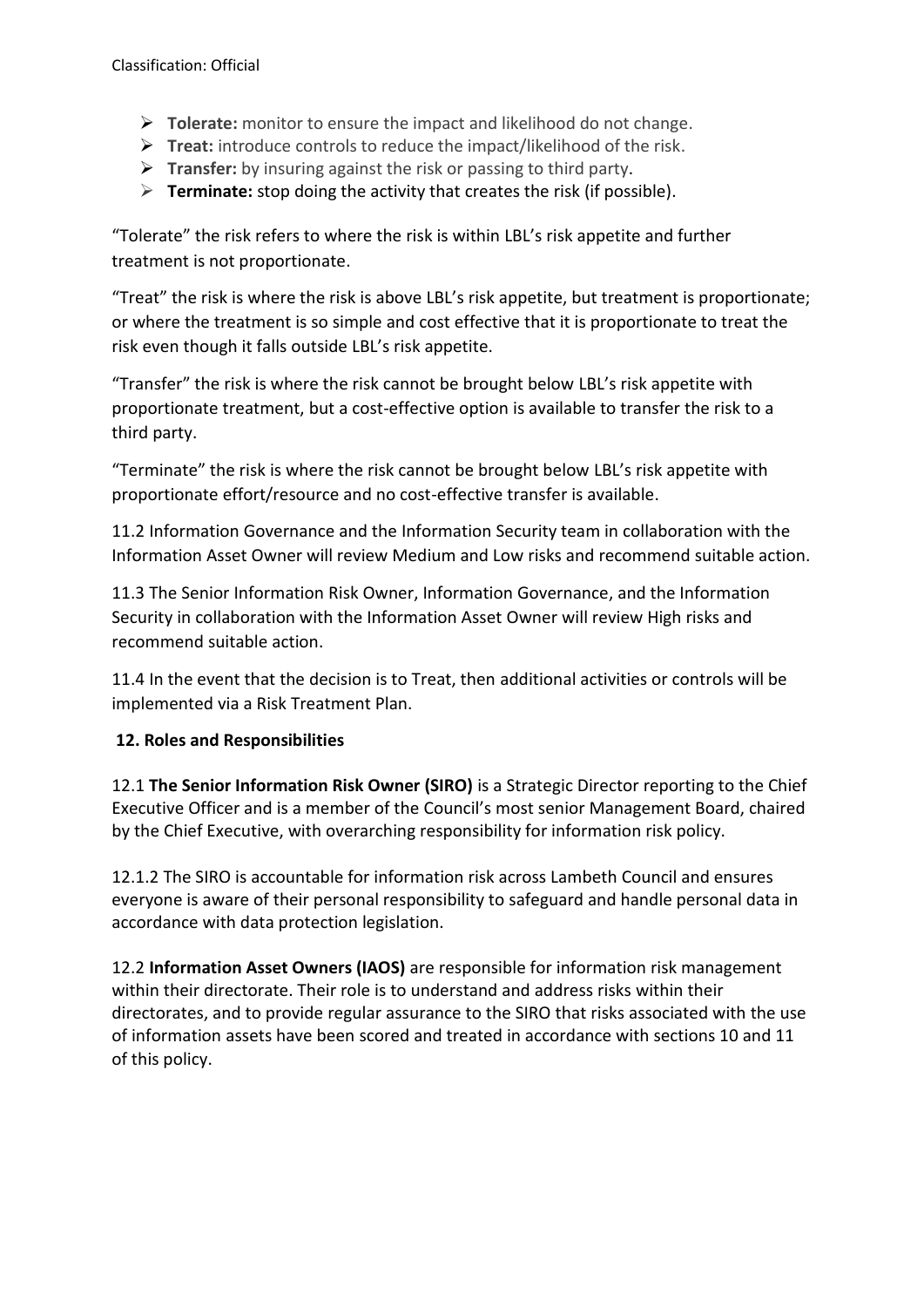- **Tolerate:** monitor to ensure the impact and likelihood do not change.
- **Treat:** introduce controls to reduce the impact/likelihood of the risk.
- **Transfer:** by insuring against the risk or passing to third party.
- **Terminate:** stop doing the activity that creates the risk (if possible).

"Tolerate" the risk refers to where the risk is within LBL's risk appetite and further treatment is not proportionate.

"Treat" the risk is where the risk is above LBL's risk appetite, but treatment is proportionate; or where the treatment is so simple and cost effective that it is proportionate to treat the risk even though it falls outside LBL's risk appetite.

"Transfer" the risk is where the risk cannot be brought below LBL's risk appetite with proportionate treatment, but a cost-effective option is available to transfer the risk to a third party.

"Terminate" the risk is where the risk cannot be brought below LBL's risk appetite with proportionate effort/resource and no cost-effective transfer is available.

11.2 Information Governance and the Information Security team in collaboration with the Information Asset Owner will review Medium and Low risks and recommend suitable action.

11.3 The Senior Information Risk Owner, Information Governance, and the Information Security in collaboration with the Information Asset Owner will review High risks and recommend suitable action.

11.4 In the event that the decision is to Treat, then additional activities or controls will be implemented via a Risk Treatment Plan.

## 12. Roles and Responsibilities

12.1 **The Senior Information Risk Owner (SIRO)** is a Strategic Director reporting to the Chief Executive Officer and is a member of the Council's most senior Management Board, chaired by the Chief Executive, with overarching responsibility for information risk policy.

12.1.2 The SIRO is accountable for information risk across Lambeth Council and ensures everyone is aware of their personal responsibility to safeguard and handle personal data in accordance with data protection legislation.

12.2 **Information Asset Owners (IAOS)** are responsible for information risk management within their directorate. Their role is to understand and address risks within their directorates, and to provide regular assurance to the SIRO that risks associated with the use of information assets have been scored and treated in accordance with sections 10 and 11 of this policy.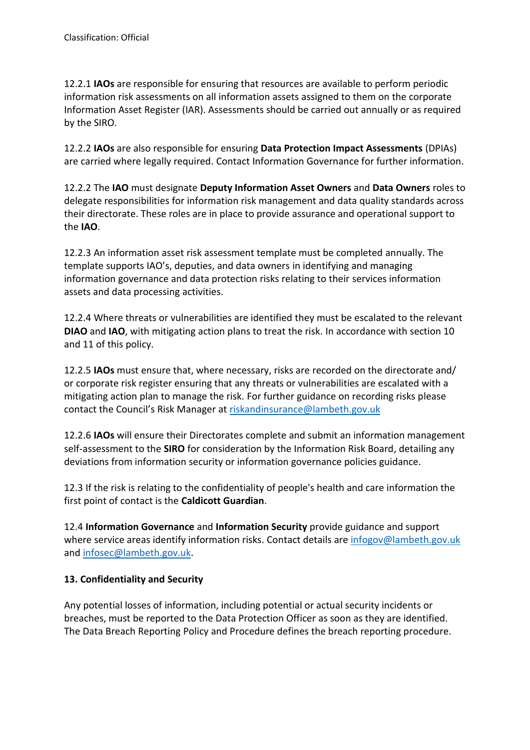12.2.1 **IAOs** are responsible for ensuring that resources are available to perform periodic information risk assessments on all information assets assigned to them on the corporate Information Asset Register (IAR). Assessments should be carried out annually or as required by the SIRO.

12.2.2 **IAOs** are also responsible for ensuring **Data Protection Impact Assessments** (DPIAs) are carried where legally required. Contact Information Governance for further information.

12.2.2 The **IAO** must designate **Deputy Information Asset Owners** and **Data Owners** roles to delegate responsibilities for information risk management and data quality standards across their directorate. These roles are in place to provide assurance and operational support to the **IAO**.

12.2.3 An information asset risk assessment template must be completed annually. The template supports IAO's, deputies, and data owners in identifying and managing information governance and data protection risks relating to their services information assets and data processing activities.

12.2.4 Where threats or vulnerabilities are identified they must be escalated to the relevant **DIAO** and **IAO**, with mitigating action plans to treat the risk. In accordance with section 10 and 11 of this policy.

12.2.5 **IAOs** must ensure that, where necessary, risks are recorded on the directorate and/ or corporate risk register ensuring that any threats or vulnerabilities are escalated with a mitigating action plan to manage the risk. For further guidance on recording risks please contact the Council's Risk Manager at riskandinsurance@lambeth.gov.uk

12.2.6 **IAOs** will ensure their Directorates complete and submit an information management self-assessment to the **SIRO** for consideration by the Information Risk Board, detailing any deviations from information security or information governance policies guidance.

12.3 If the risk is relating to the confidentiality of people's health and care information the first point of contact is the **Caldicott Guardian**.

12.4 **Information Governance** and **Information Security** provide guidance and support where service areas identify information risks. Contact details are infogov@lambeth.gov.uk and infosec@lambeth.gov.uk.

**13. Confidentiality and Security**

Any potential losses of information, including potential or actual security incidents or breaches, must be reported to the Data Protection Officer as soon as they are identified. The Data Breach Reporting Policy and Procedure defines the breach reporting procedure.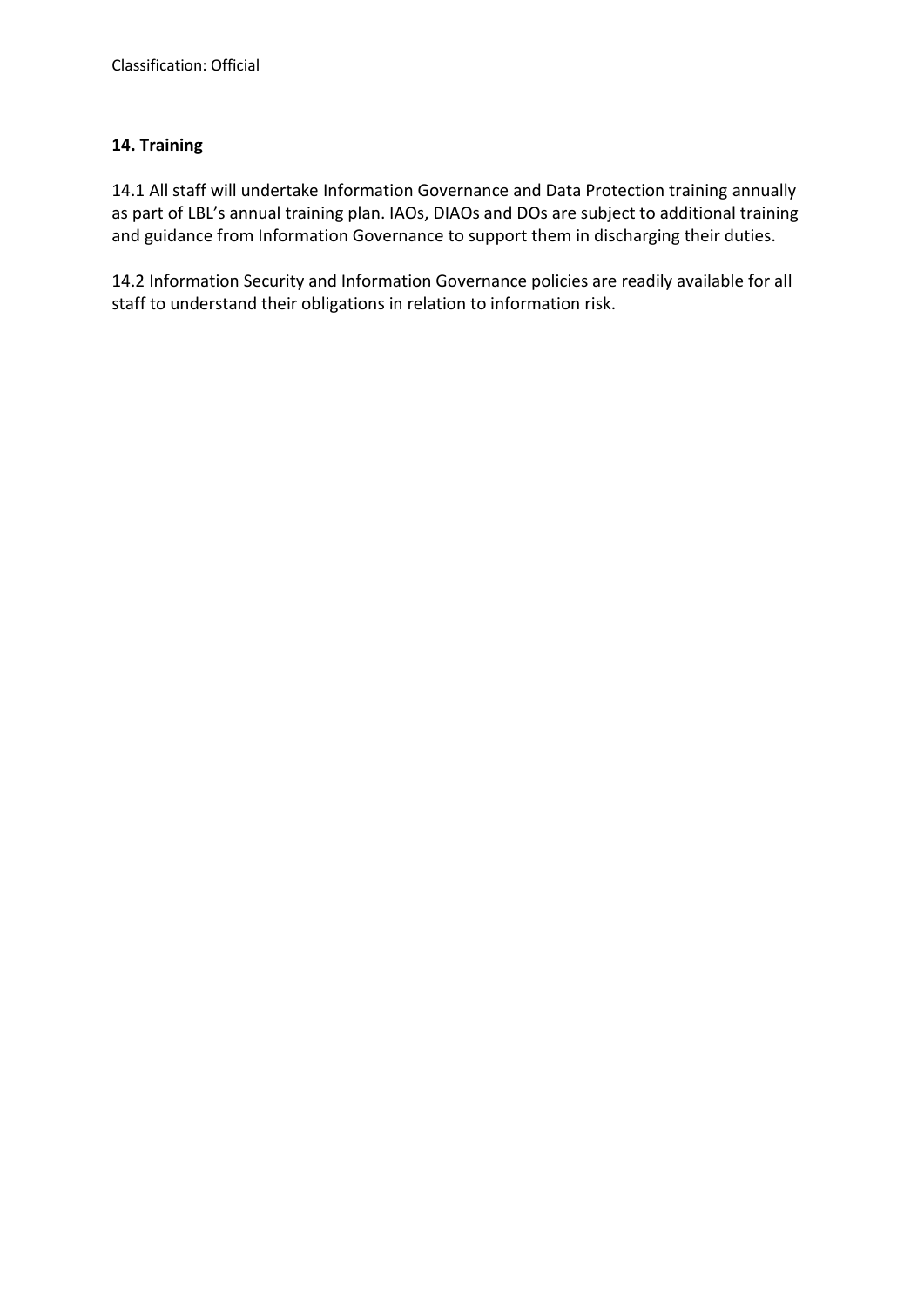## 14. Training

14.1 All staff will undertake Information Governance and Data Protection training annually as part of LBL's annual training plan. IAOs, DIAOs and DOs are subject to additional training and guidance from Information Governance to support them in discharging their duties.

14.2 Information Security and Information Governance policies are readily available for all staff to understand their obligations in relation to information risk.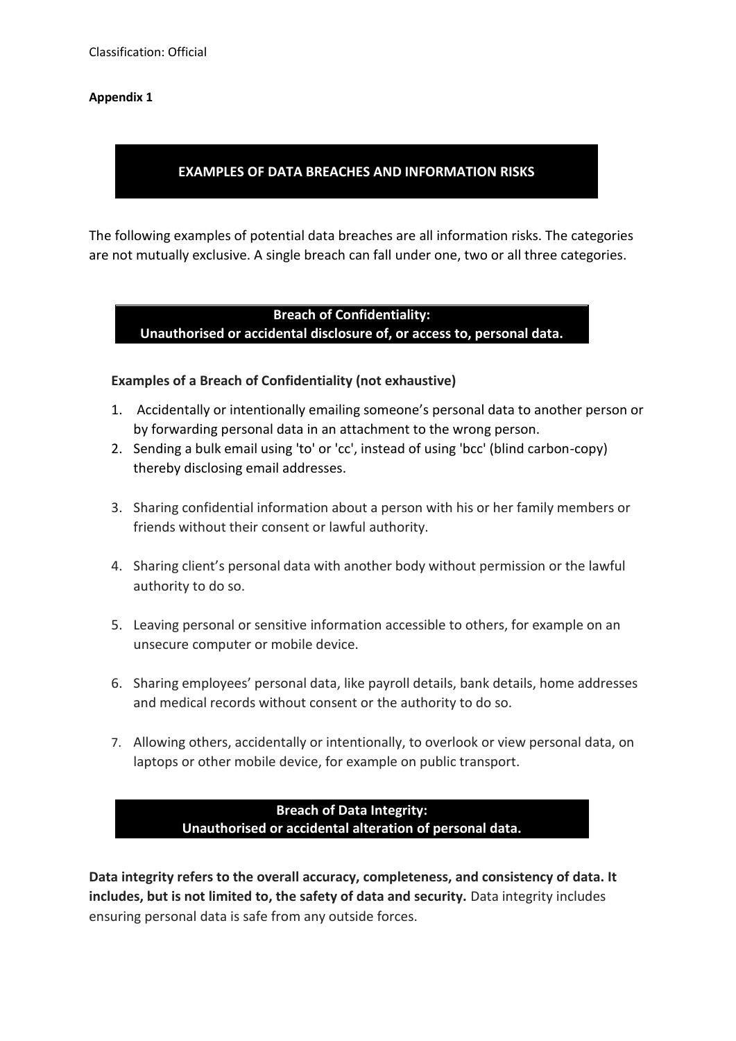Classification: Official

**Appendix 1**

## EXAMPLES OF DATA BREACHES AND INFORMATION RISKS

The following examples of potential data breaches are all information risks. The categories are not mutually exclusive. A single breach can fall under one, two or all three categories.

### Breach of Confidentiality: Unauthorised or accidental disclosure of, or access to, personal data.

**Examples of a Breach of Confidentiality (not exhaustive)**

1. Accidentally or intentionally emailing someone's personal data to another person or by forwarding personal data in an attachment to the wrong person.
2. Sending a bulk email using 'to' or 'cc', instead of using 'bcc' (blind carbon-copy) thereby disclosing email addresses.
3. Sharing confidential information about a person with his or her family members or friends without their consent or lawful authority.
4. Sharing client's personal data with another body without permission or the lawful authority to do so.
5. Leaving personal or sensitive information accessible to others, for example on an unsecure computer or mobile device.
6. Sharing employees' personal data, like payroll details, bank details, home addresses and medical records without consent or the authority to do so.
7. Allowing others, accidentally or intentionally, to overlook or view personal data, on laptops or other mobile device, for example on public transport.

### Breach of Data Integrity: Unauthorised or accidental alteration of personal data.

**Data integrity refers to the overall accuracy, completeness, and consistency of data. It includes, but is not limited to, the safety of data and security.** Data integrity includes ensuring personal data is safe from any outside forces.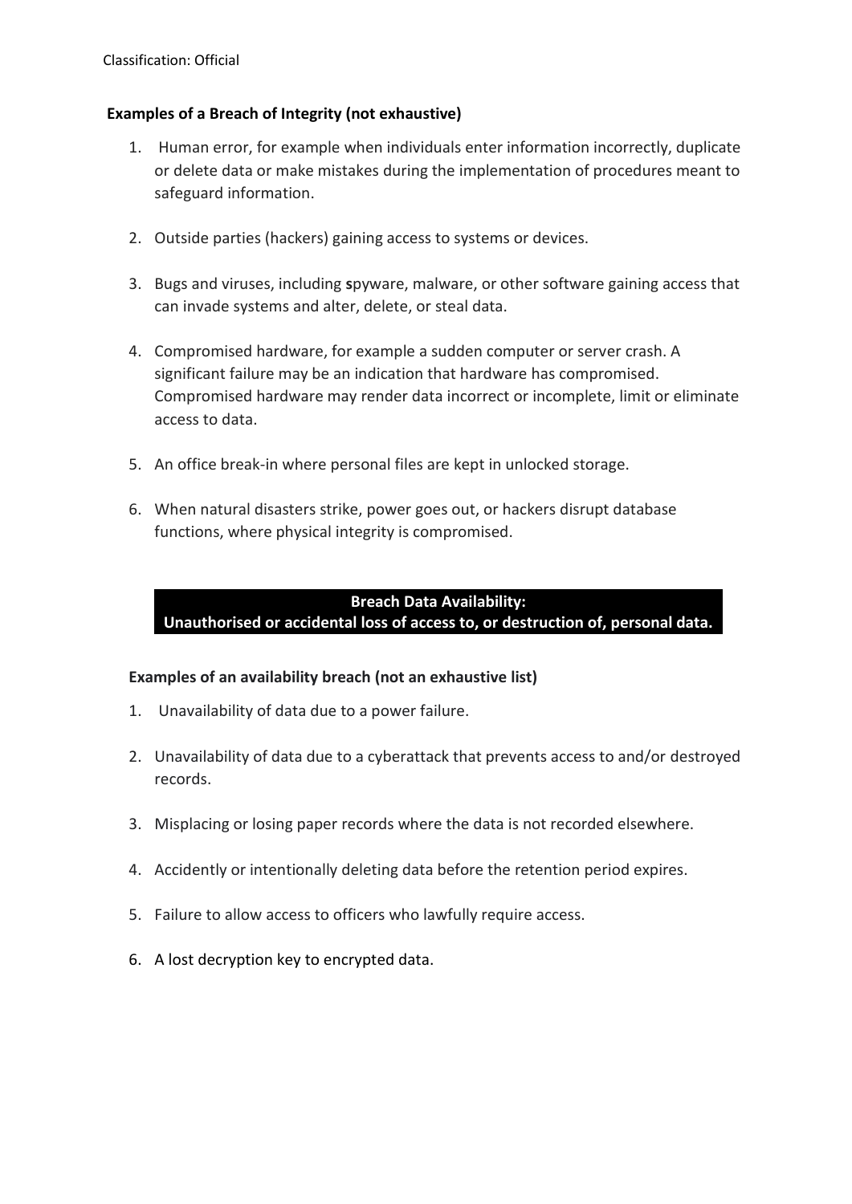**Examples of a Breach of Integrity (not exhaustive)**

1. Human error, for example when individuals enter information incorrectly, duplicate or delete data or make mistakes during the implementation of procedures meant to safeguard information.

2. Outside parties (hackers) gaining access to systems or devices.

3. Bugs and viruses, including **s**pyware, malware, or other software gaining access that can invade systems and alter, delete, or steal data.

4. Compromised hardware, for example a sudden computer or server crash. A significant failure may be an indication that hardware has compromised. Compromised hardware may render data incorrect or incomplete, limit or eliminate access to data.

5. An office break-in where personal files are kept in unlocked storage.

6. When natural disasters strike, power goes out, or hackers disrupt database functions, where physical integrity is compromised.

**Breach Data Availability:**
**Unauthorised or accidental loss of access to, or destruction of, personal data.**

**Examples of an availability breach (not an exhaustive list)**

1. Unavailability of data due to a power failure.

2. Unavailability of data due to a cyberattack that prevents access to and/or destroyed records.

3. Misplacing or losing paper records where the data is not recorded elsewhere.

4. Accidently or intentionally deleting data before the retention period expires.

5. Failure to allow access to officers who lawfully require access.

6. A lost decryption key to encrypted data.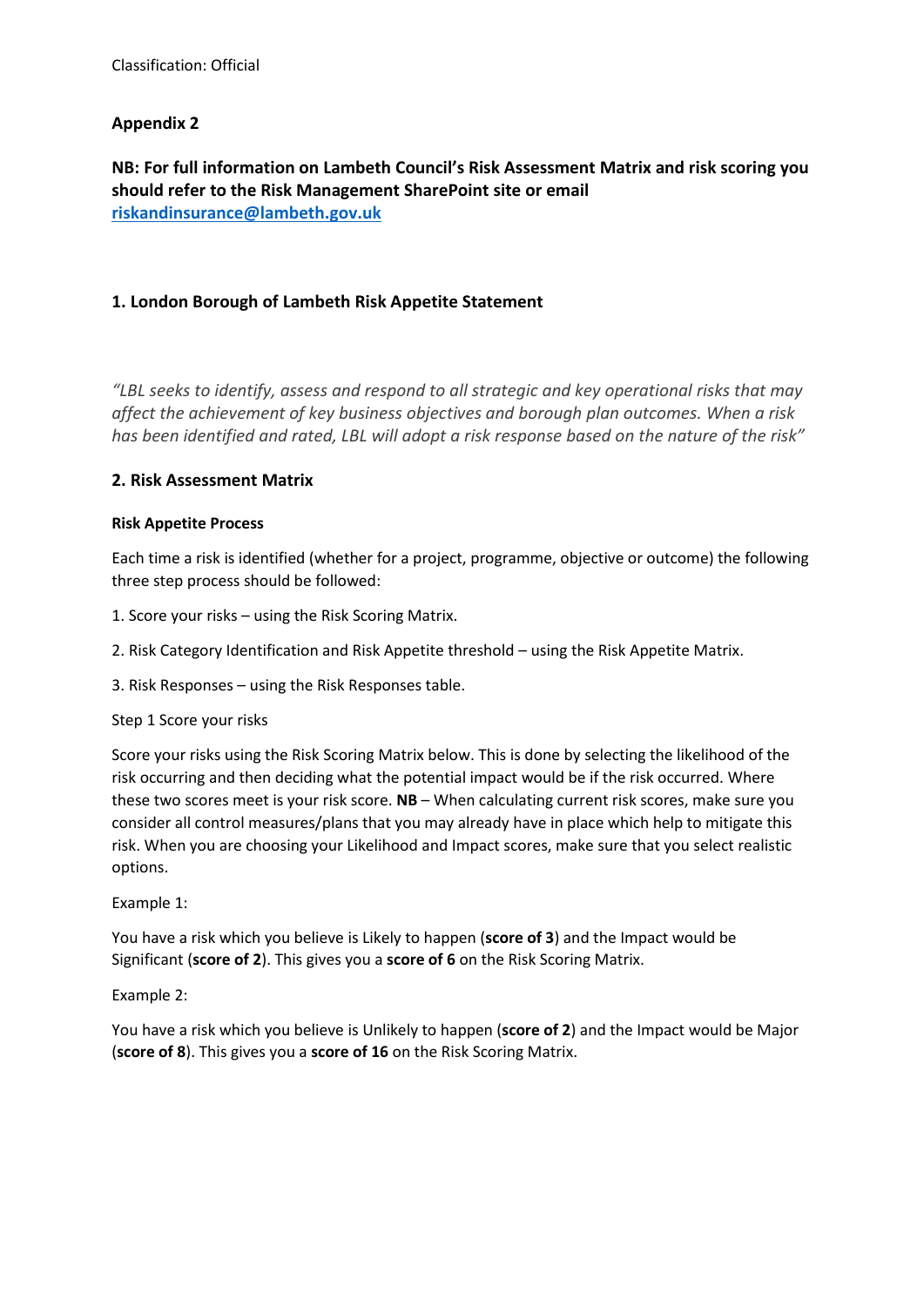Classification: Official

## Appendix 2

**NB: For full information on Lambeth Council's Risk Assessment Matrix and risk scoring you should refer to the Risk Management SharePoint site or email [riskandinsurance@lambeth.gov.uk](mailto:riskandinsurance@lambeth.gov.uk)**

### 1. London Borough of Lambeth Risk Appetite Statement

*"LBL seeks to identify, assess and respond to all strategic and key operational risks that may affect the achievement of key business objectives and borough plan outcomes. When a risk has been identified and rated, LBL will adopt a risk response based on the nature of the risk"*

### 2. Risk Assessment Matrix

**Risk Appetite Process**

Each time a risk is identified (whether for a project, programme, objective or outcome) the following three step process should be followed:

1. Score your risks – using the Risk Scoring Matrix.
2. Risk Category Identification and Risk Appetite threshold – using the Risk Appetite Matrix.
3. Risk Responses – using the Risk Responses table.

Step 1 Score your risks

Score your risks using the Risk Scoring Matrix below. This is done by selecting the likelihood of the risk occurring and then deciding what the potential impact would be if the risk occurred. Where these two scores meet is your risk score. **NB** – When calculating current risk scores, make sure you consider all control measures/plans that you may already have in place which help to mitigate this risk. When you are choosing your Likelihood and Impact scores, make sure that you select realistic options.

Example 1:

You have a risk which you believe is Likely to happen (**score of 3**) and the Impact would be Significant (**score of 2**). This gives you a **score of 6** on the Risk Scoring Matrix.

Example 2:

You have a risk which you believe is Unlikely to happen (**score of 2**) and the Impact would be Major (**score of 8**). This gives you a **score of 16** on the Risk Scoring Matrix.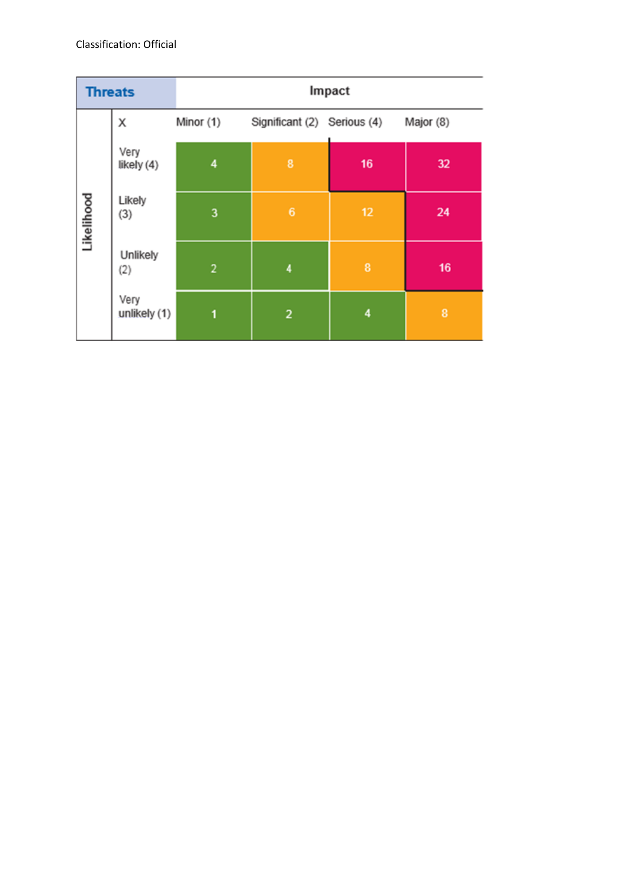Classification: Official

| Threats | | Impact | | | |
|---|---|---|---|---|---|
| | X | Minor (1) | Significant (2) | Serious (4) | Major (8) |
| Likelihood | Very likely (4) | 4 | 8 | 16 | 32 |
| | Likely (3) | 3 | 6 | 12 | 24 |
| | Unlikely (2) | 2 | 4 | 8 | 16 |
| | Very unlikely (1) | 1 | 2 | 4 | 8 |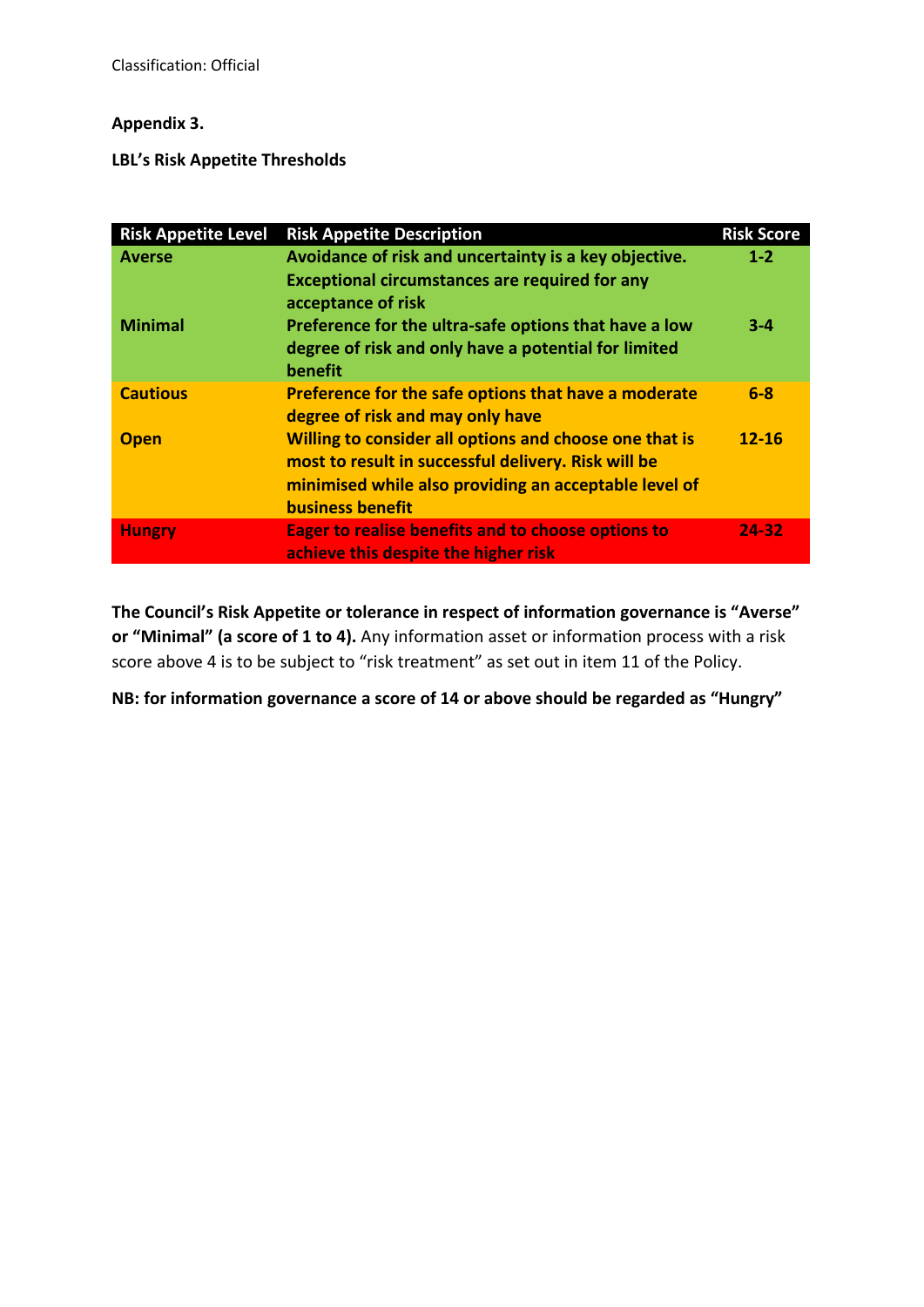**Appendix 3.**

**LBL's Risk Appetite Thresholds**

| Risk Appetite Level | Risk Appetite Description | Risk Score |
|---|---|---|
| **Averse** | **Avoidance of risk and uncertainty is a key objective. Exceptional circumstances are required for any acceptance of risk** | **1-2** |
| **Minimal** | **Preference for the ultra-safe options that have a low degree of risk and only have a potential for limited benefit** | **3-4** |
| **Cautious** | **Preference for the safe options that have a moderate degree of risk and may only have** | **6-8** |
| **Open** | **Willing to consider all options and choose one that is most to result in successful delivery. Risk will be minimised while also providing an acceptable level of business benefit** | **12-16** |
| **Hungry** | **Eager to realise benefits and to choose options to achieve this despite the higher risk** | **24-32** |

**The Council's Risk Appetite or tolerance in respect of information governance is "Averse" or "Minimal" (a score of 1 to 4).** Any information asset or information process with a risk score above 4 is to be subject to "risk treatment" as set out in item 11 of the Policy.

**NB: for information governance a score of 14 or above should be regarded as "Hungry"**